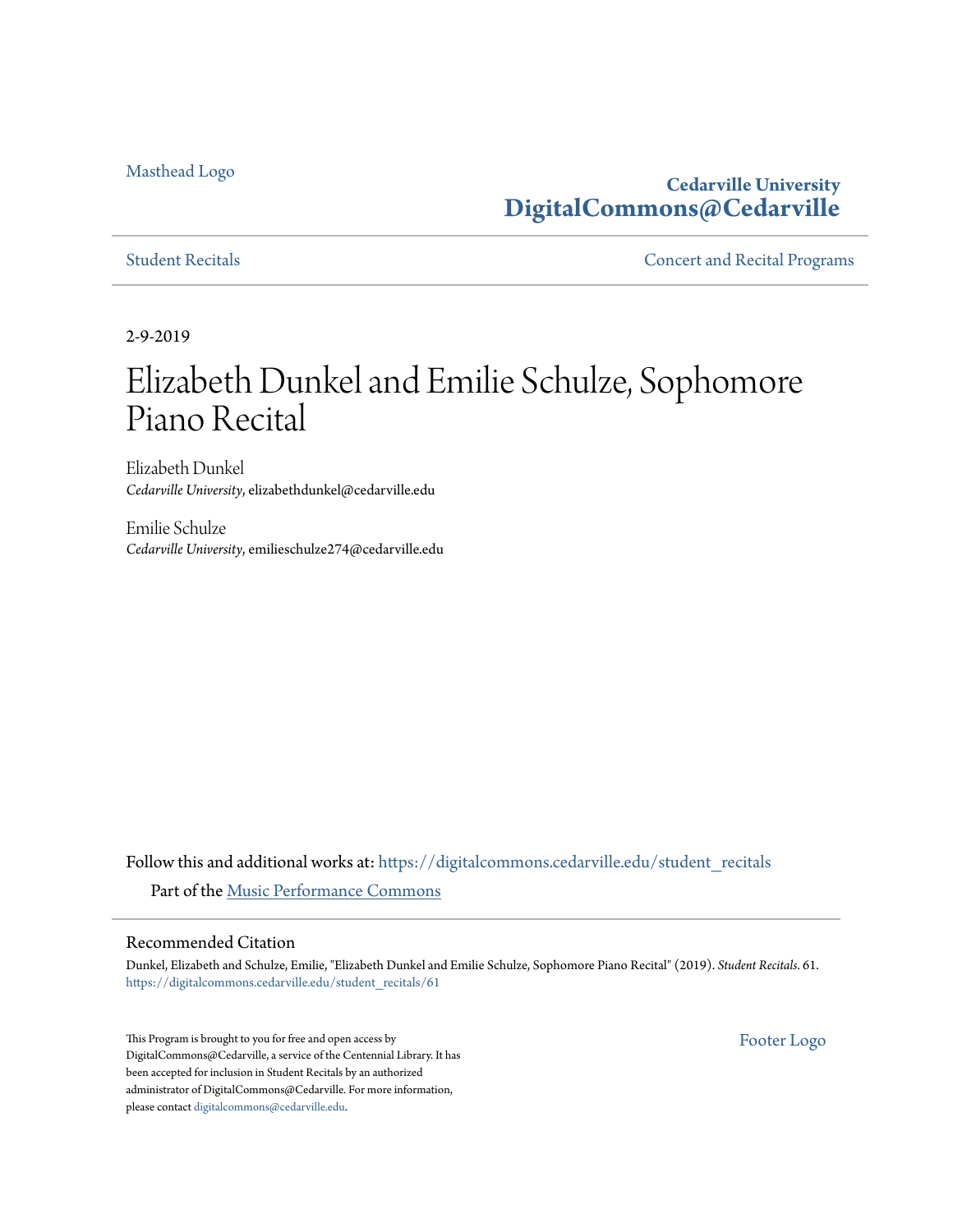Masthead Logo

**Cedarville University**
**DigitalCommons@Cedarville**

Student Recitals

Concert and Recital Programs

2-9-2019

# Elizabeth Dunkel and Emilie Schulze, Sophomore Piano Recital

Elizabeth Dunkel
*Cedarville University*, elizabethdunkel@cedarville.edu

Emilie Schulze
*Cedarville University*, emilieschulze274@cedarville.edu

Follow this and additional works at: https://digitalcommons.cedarville.edu/student_recitals

Part of the Music Performance Commons

## Recommended Citation

Dunkel, Elizabeth and Schulze, Emilie, "Elizabeth Dunkel and Emilie Schulze, Sophomore Piano Recital" (2019). *Student Recitals*. 61.
https://digitalcommons.cedarville.edu/student_recitals/61

This Program is brought to you for free and open access by DigitalCommons@Cedarville, a service of the Centennial Library. It has been accepted for inclusion in Student Recitals by an authorized administrator of DigitalCommons@Cedarville. For more information, please contact digitalcommons@cedarville.edu.

Footer Logo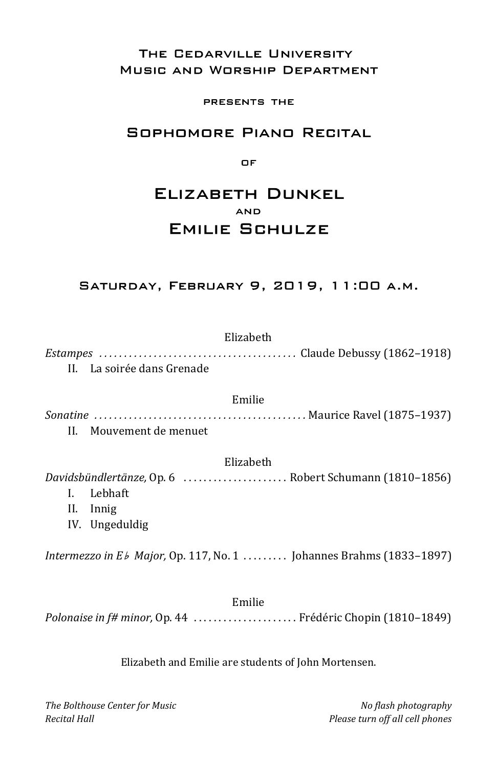The Cedarville University
Music and Worship Department

presents the

# Sophomore Piano Recital

of

## Elizabeth Dunkel
and
## Emilie Schulze

### Saturday, February 9, 2019, 11:00 a.m.

Elizabeth

*Estampes* ........................................ Claude Debussy (1862–1918)

II. La soirée dans Grenade

Emilie

*Sonatine* .......................................... Maurice Ravel (1875–1937)

II. Mouvement de menuet

Elizabeth

*Davidsbündlertänze,* Op. 6 ..................... Robert Schumann (1810–1856)

I. Lebhaft
II. Innig
IV. Ungeduldig

*Intermezzo in E♭ Major,* Op. 117, No. 1 ......... Johannes Brahms (1833–1897)

Emilie

*Polonaise in f# minor,* Op. 44 ..................... Frédéric Chopin (1810–1849)

Elizabeth and Emilie are students of John Mortensen.

*The Bolthouse Center for Music*
*Recital Hall*

*No flash photography*
*Please turn off all cell phones*